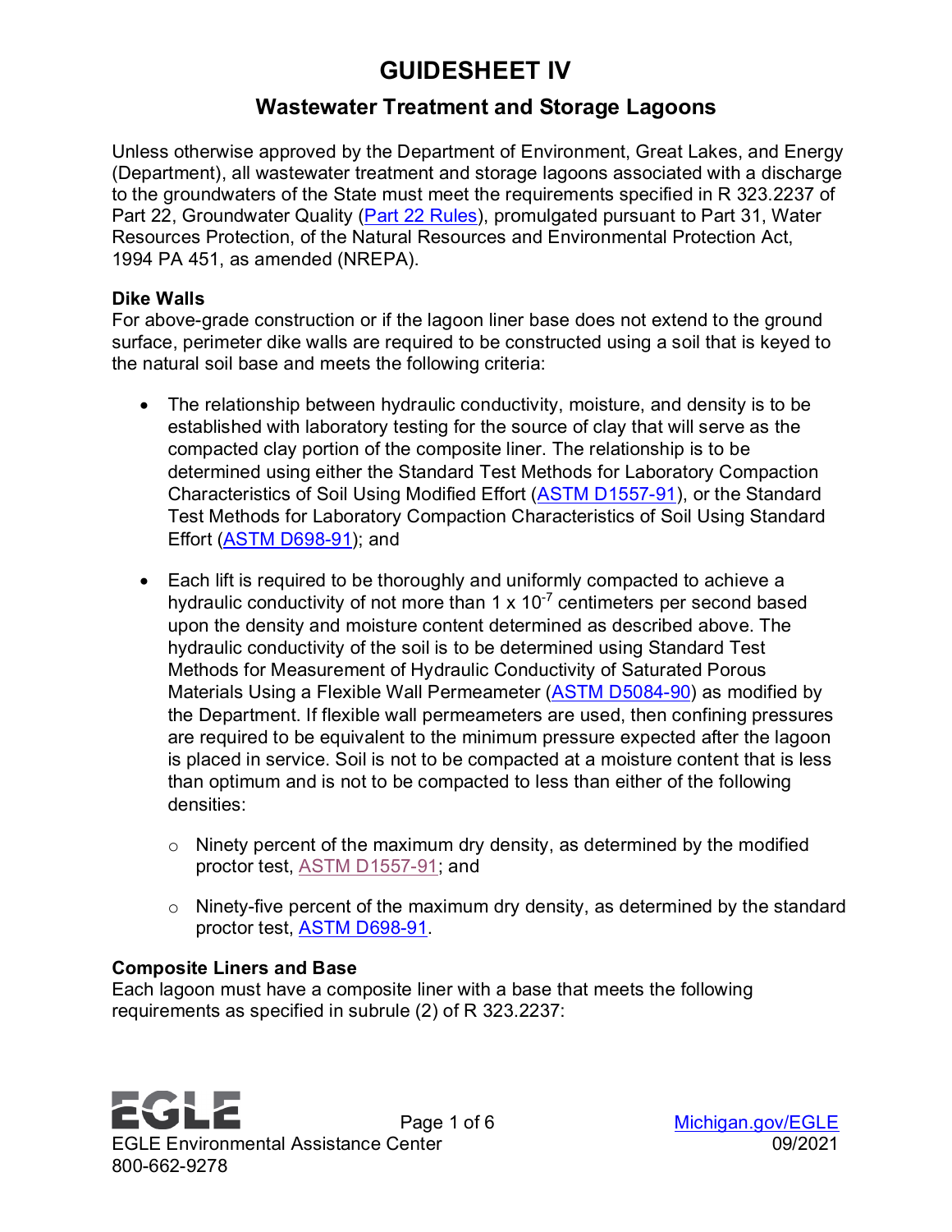# GUIDESHEET IV

## Wastewater Treatment and Storage Lagoons

Unless otherwise approved by the Department of Environment, Great Lakes, and Energy (Department), all wastewater treatment and storage lagoons associated with a discharge to the groundwaters of the State must meet the requirements specified in R 323.2237 of Part 22, Groundwater Quality (Part 22 Rules), promulgated pursuant to Part 31, Water Resources Protection, of the Natural Resources and Environmental Protection Act, 1994 PA 451, as amended (NREPA).

**Dike Walls**

For above-grade construction or if the lagoon liner base does not extend to the ground surface, perimeter dike walls are required to be constructed using a soil that is keyed to the natural soil base and meets the following criteria:

- The relationship between hydraulic conductivity, moisture, and density is to be established with laboratory testing for the source of clay that will serve as the compacted clay portion of the composite liner. The relationship is to be determined using either the Standard Test Methods for Laboratory Compaction Characteristics of Soil Using Modified Effort (ASTM D1557-91), or the Standard Test Methods for Laboratory Compaction Characteristics of Soil Using Standard Effort (ASTM D698-91); and
- Each lift is required to be thoroughly and uniformly compacted to achieve a hydraulic conductivity of not more than $1 \times 10^{-7}$ centimeters per second based upon the density and moisture content determined as described above. The hydraulic conductivity of the soil is to be determined using Standard Test Methods for Measurement of Hydraulic Conductivity of Saturated Porous Materials Using a Flexible Wall Permeameter (ASTM D5084-90) as modified by the Department. If flexible wall permeameters are used, then confining pressures are required to be equivalent to the minimum pressure expected after the lagoon is placed in service. Soil is not to be compacted at a moisture content that is less than optimum and is not to be compacted to less than either of the following densities:
    - Ninety percent of the maximum dry density, as determined by the modified proctor test, ASTM D1557-91; and
    - Ninety-five percent of the maximum dry density, as determined by the standard proctor test, ASTM D698-91.

**Composite Liners and Base**

Each lagoon must have a composite liner with a base that meets the following requirements as specified in subrule (2) of R 323.2237: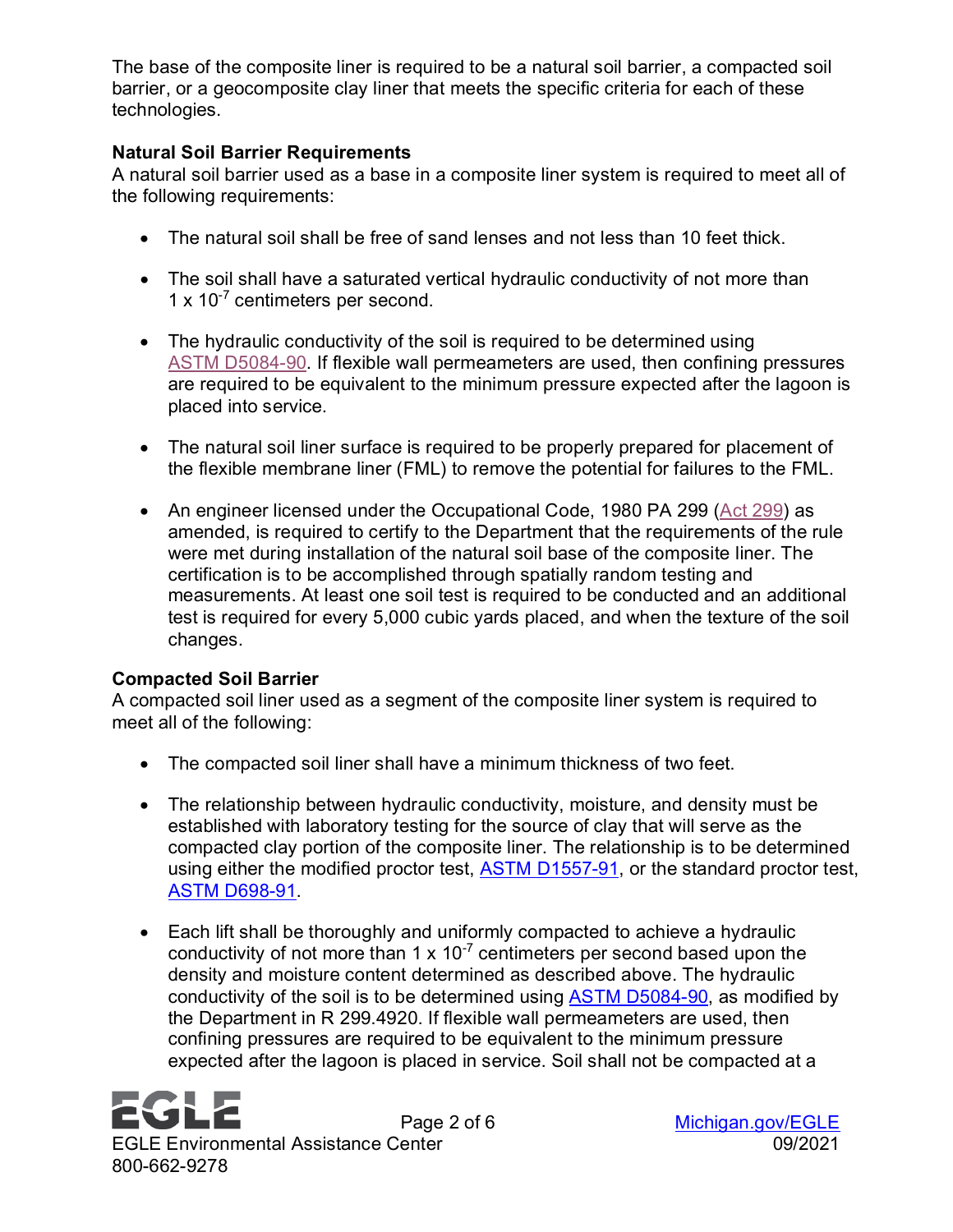The base of the composite liner is required to be a natural soil barrier, a compacted soil barrier, or a geocomposite clay liner that meets the specific criteria for each of these technologies.

**Natural Soil Barrier Requirements**

A natural soil barrier used as a base in a composite liner system is required to meet all of the following requirements:

- The natural soil shall be free of sand lenses and not less than 10 feet thick.
- The soil shall have a saturated vertical hydraulic conductivity of not more than $1 \times 10^{-7}$ centimeters per second.
- The hydraulic conductivity of the soil is required to be determined using ASTM D5084-90. If flexible wall permeameters are used, then confining pressures are required to be equivalent to the minimum pressure expected after the lagoon is placed into service.
- The natural soil liner surface is required to be properly prepared for placement of the flexible membrane liner (FML) to remove the potential for failures to the FML.
- An engineer licensed under the Occupational Code, 1980 PA 299 (Act 299) as amended, is required to certify to the Department that the requirements of the rule were met during installation of the natural soil base of the composite liner. The certification is to be accomplished through spatially random testing and measurements. At least one soil test is required to be conducted and an additional test is required for every 5,000 cubic yards placed, and when the texture of the soil changes.

**Compacted Soil Barrier**

A compacted soil liner used as a segment of the composite liner system is required to meet all of the following:

- The compacted soil liner shall have a minimum thickness of two feet.
- The relationship between hydraulic conductivity, moisture, and density must be established with laboratory testing for the source of clay that will serve as the compacted clay portion of the composite liner. The relationship is to be determined using either the modified proctor test, ASTM D1557-91, or the standard proctor test, ASTM D698-91.
- Each lift shall be thoroughly and uniformly compacted to achieve a hydraulic conductivity of not more than $1 \times 10^{-7}$ centimeters per second based upon the density and moisture content determined as described above. The hydraulic conductivity of the soil is to be determined using ASTM D5084-90, as modified by the Department in R 299.4920. If flexible wall permeameters are used, then confining pressures are required to be equivalent to the minimum pressure expected after the lagoon is placed in service. Soil shall not be compacted at a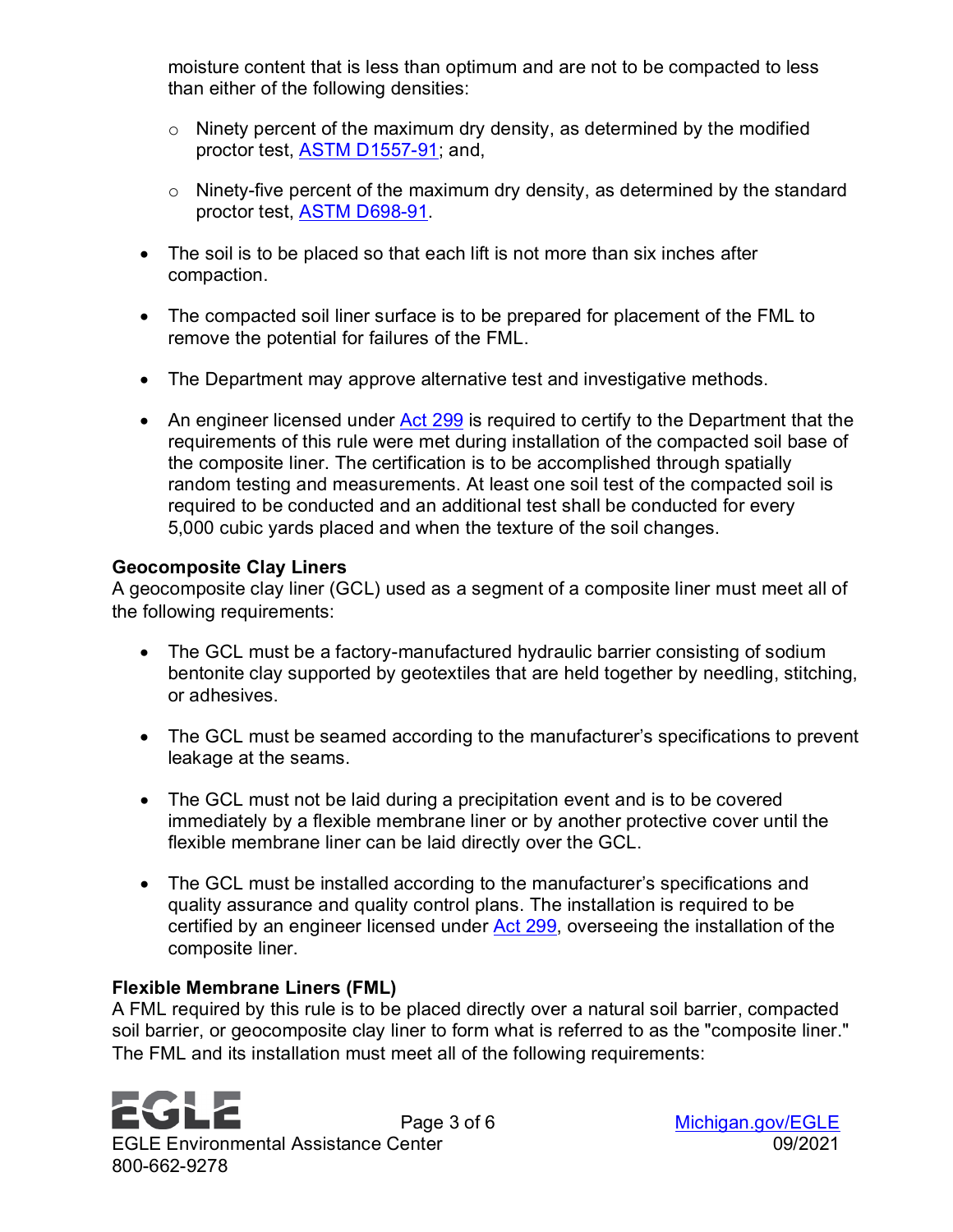moisture content that is less than optimum and are not to be compacted to less than either of the following densities:

    - Ninety percent of the maximum dry density, as determined by the modified proctor test, ASTM D1557-91; and,
    - Ninety-five percent of the maximum dry density, as determined by the standard proctor test, ASTM D698-91.

- The soil is to be placed so that each lift is not more than six inches after compaction.
- The compacted soil liner surface is to be prepared for placement of the FML to remove the potential for failures of the FML.
- The Department may approve alternative test and investigative methods.
- An engineer licensed under Act 299 is required to certify to the Department that the requirements of this rule were met during installation of the compacted soil base of the composite liner. The certification is to be accomplished through spatially random testing and measurements. At least one soil test of the compacted soil is required to be conducted and an additional test shall be conducted for every 5,000 cubic yards placed and when the texture of the soil changes.

**Geocomposite Clay Liners**

A geocomposite clay liner (GCL) used as a segment of a composite liner must meet all of the following requirements:

- The GCL must be a factory-manufactured hydraulic barrier consisting of sodium bentonite clay supported by geotextiles that are held together by needling, stitching, or adhesives.
- The GCL must be seamed according to the manufacturer's specifications to prevent leakage at the seams.
- The GCL must not be laid during a precipitation event and is to be covered immediately by a flexible membrane liner or by another protective cover until the flexible membrane liner can be laid directly over the GCL.
- The GCL must be installed according to the manufacturer's specifications and quality assurance and quality control plans. The installation is required to be certified by an engineer licensed under Act 299, overseeing the installation of the composite liner.

**Flexible Membrane Liners (FML)**

A FML required by this rule is to be placed directly over a natural soil barrier, compacted soil barrier, or geocomposite clay liner to form what is referred to as the "composite liner." The FML and its installation must meet all of the following requirements: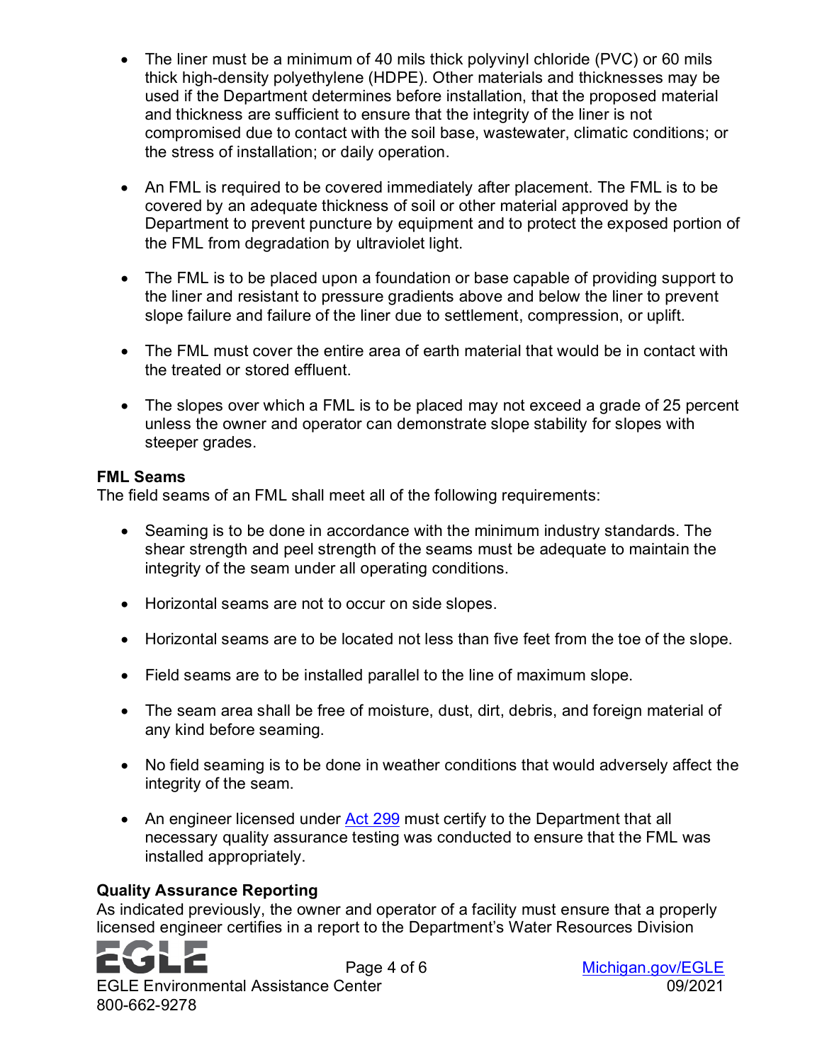- The liner must be a minimum of 40 mils thick polyvinyl chloride (PVC) or 60 mils thick high-density polyethylene (HDPE). Other materials and thicknesses may be used if the Department determines before installation, that the proposed material and thickness are sufficient to ensure that the integrity of the liner is not compromised due to contact with the soil base, wastewater, climatic conditions; or the stress of installation; or daily operation.

- An FML is required to be covered immediately after placement. The FML is to be covered by an adequate thickness of soil or other material approved by the Department to prevent puncture by equipment and to protect the exposed portion of the FML from degradation by ultraviolet light.

- The FML is to be placed upon a foundation or base capable of providing support to the liner and resistant to pressure gradients above and below the liner to prevent slope failure and failure of the liner due to settlement, compression, or uplift.

- The FML must cover the entire area of earth material that would be in contact with the treated or stored effluent.

- The slopes over which a FML is to be placed may not exceed a grade of 25 percent unless the owner and operator can demonstrate slope stability for slopes with steeper grades.

**FML Seams**

The field seams of an FML shall meet all of the following requirements:

- Seaming is to be done in accordance with the minimum industry standards. The shear strength and peel strength of the seams must be adequate to maintain the integrity of the seam under all operating conditions.

- Horizontal seams are not to occur on side slopes.

- Horizontal seams are to be located not less than five feet from the toe of the slope.

- Field seams are to be installed parallel to the line of maximum slope.

- The seam area shall be free of moisture, dust, dirt, debris, and foreign material of any kind before seaming.

- No field seaming is to be done in weather conditions that would adversely affect the integrity of the seam.

- An engineer licensed under Act 299 must certify to the Department that all necessary quality assurance testing was conducted to ensure that the FML was installed appropriately.

**Quality Assurance Reporting**

As indicated previously, the owner and operator of a facility must ensure that a properly licensed engineer certifies in a report to the Department's Water Resources Division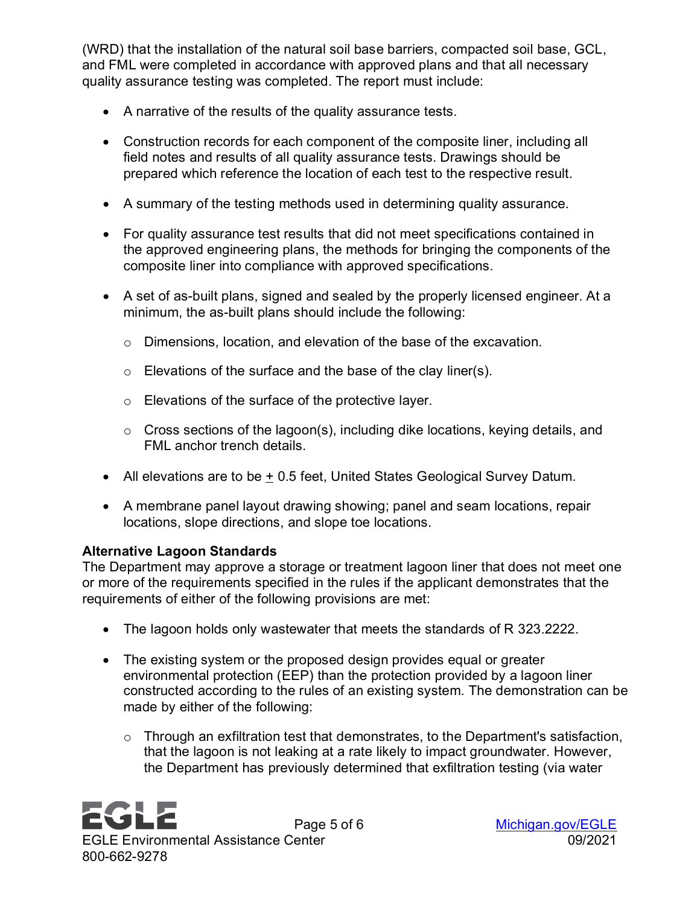(WRD) that the installation of the natural soil base barriers, compacted soil base, GCL, and FML were completed in accordance with approved plans and that all necessary quality assurance testing was completed. The report must include:

- A narrative of the results of the quality assurance tests.
- Construction records for each component of the composite liner, including all field notes and results of all quality assurance tests. Drawings should be prepared which reference the location of each test to the respective result.
- A summary of the testing methods used in determining quality assurance.
- For quality assurance test results that did not meet specifications contained in the approved engineering plans, the methods for bringing the components of the composite liner into compliance with approved specifications.
- A set of as-built plans, signed and sealed by the properly licensed engineer. At a minimum, the as-built plans should include the following:
    - Dimensions, location, and elevation of the base of the excavation.
    - Elevations of the surface and the base of the clay liner(s).
    - Elevations of the surface of the protective layer.
    - Cross sections of the lagoon(s), including dike locations, keying details, and FML anchor trench details.
- All elevations are to be ± 0.5 feet, United States Geological Survey Datum.
- A membrane panel layout drawing showing; panel and seam locations, repair locations, slope directions, and slope toe locations.

**Alternative Lagoon Standards**
The Department may approve a storage or treatment lagoon liner that does not meet one or more of the requirements specified in the rules if the applicant demonstrates that the requirements of either of the following provisions are met:

- The lagoon holds only wastewater that meets the standards of R 323.2222.
- The existing system or the proposed design provides equal or greater environmental protection (EEP) than the protection provided by a lagoon liner constructed according to the rules of an existing system. The demonstration can be made by either of the following:
    - Through an exfiltration test that demonstrates, to the Department's satisfaction, that the lagoon is not leaking at a rate likely to impact groundwater. However, the Department has previously determined that exfiltration testing (via water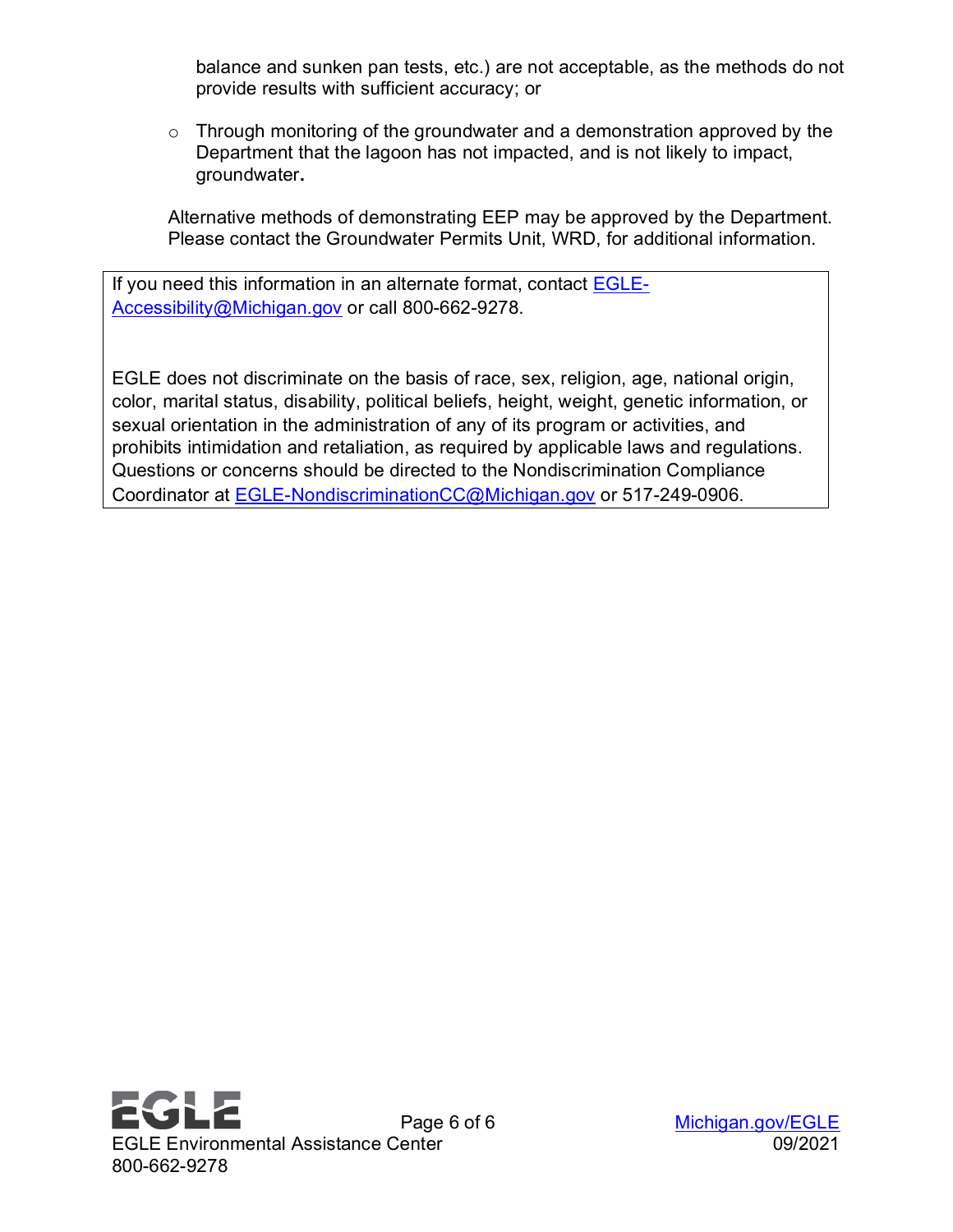balance and sunken pan tests, etc.) are not acceptable, as the methods do not provide results with sufficient accuracy; or

- Through monitoring of the groundwater and a demonstration approved by the Department that the lagoon has not impacted, and is not likely to impact, groundwater**.**

Alternative methods of demonstrating EEP may be approved by the Department. Please contact the Groundwater Permits Unit, WRD, for additional information.

If you need this information in an alternate format, contact [EGLE-Accessibility@Michigan.gov](mailto:EGLE-Accessibility@Michigan.gov) or call 800-662-9278.

EGLE does not discriminate on the basis of race, sex, religion, age, national origin, color, marital status, disability, political beliefs, height, weight, genetic information, or sexual orientation in the administration of any of its program or activities, and prohibits intimidation and retaliation, as required by applicable laws and regulations. Questions or concerns should be directed to the Nondiscrimination Compliance Coordinator at [EGLE-NondiscriminationCC@Michigan.gov](mailto:EGLE-NondiscriminationCC@Michigan.gov) or 517-249-0906.